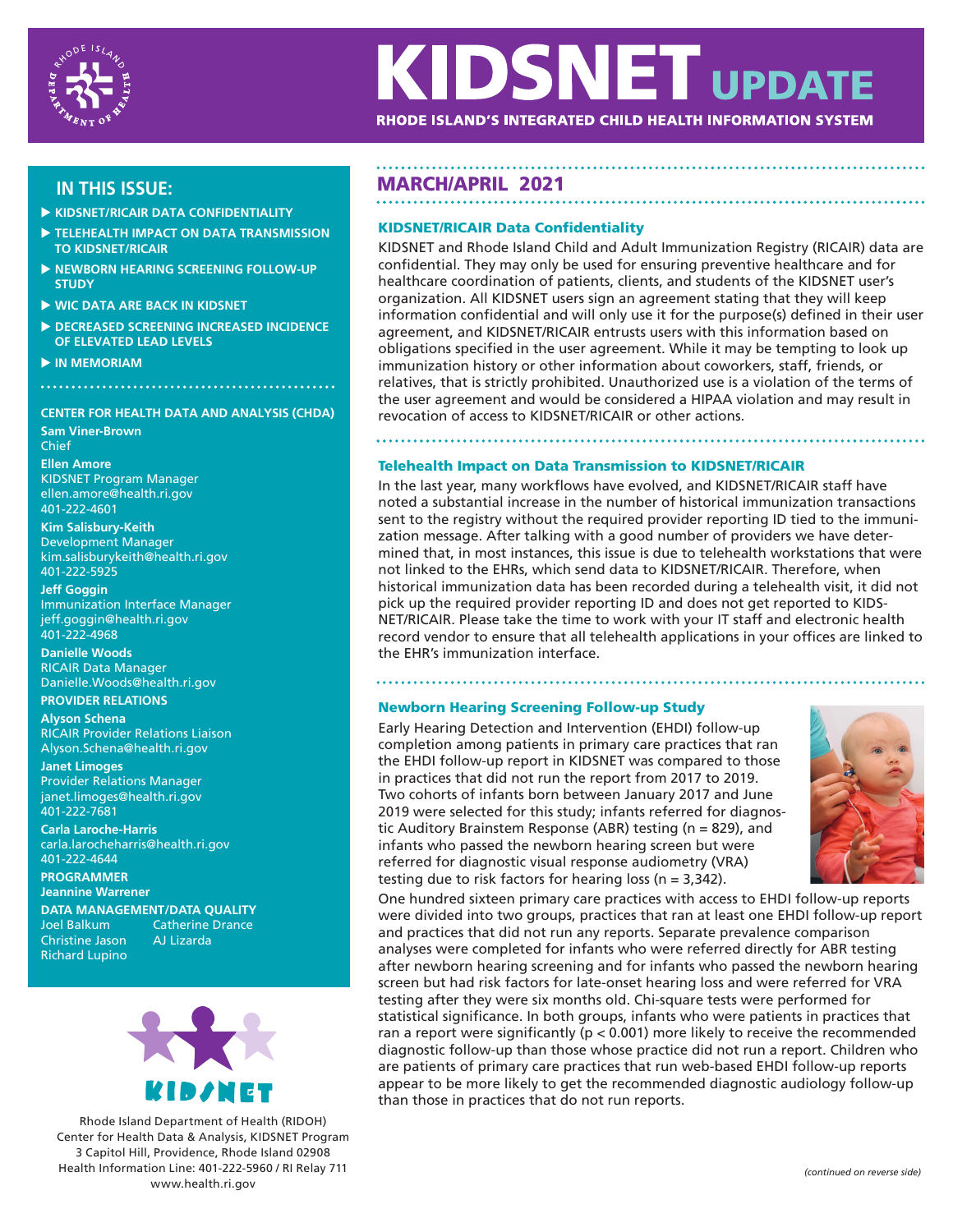# KIDSNET UPDATE

**RHODE ISLAND'S INTEGRATED CHILD HEALTH INFORMATION SYSTEM**

## IN THIS ISSUE:

- KIDSNET/RICAIR DATA CONFIDENTIALITY
- TELEHEALTH IMPACT ON DATA TRANSMISSION TO KIDSNET/RICAIR
- NEWBORN HEARING SCREENING FOLLOW-UP STUDY
- WIC DATA ARE BACK IN KIDSNET
- DECREASED SCREENING INCREASED INCIDENCE OF ELEVATED LEAD LEVELS
- IN MEMORIAM

**CENTER FOR HEALTH DATA AND ANALYSIS (CHDA)**

**Sam Viner-Brown**
Chief

**Ellen Amore**
KIDSNET Program Manager
ellen.amore@health.ri.gov
401-222-4601

**Kim Salisbury-Keith**
Development Manager
kim.salisburykeith@health.ri.gov
401-222-5925

**Jeff Goggin**
Immunization Interface Manager
jeff.goggin@health.ri.gov
401-222-4968

**Danielle Woods**
RICAIR Data Manager
Danielle.Woods@health.ri.gov

**PROVIDER RELATIONS**

**Alyson Schena**
RICAIR Provider Relations Liaison
Alyson.Schena@health.ri.gov

**Janet Limoges**
Provider Relations Manager
janet.limoges@health.ri.gov
401-222-7681

**Carla Laroche-Harris**
carla.larocheharris@health.ri.gov
401-222-4644

**PROGRAMMER**
**Jeannine Warrener**

**DATA MANAGEMENT/DATA QUALITY**
Joel Balkum
Christine Jason
Richard Lupino
Catherine Drance
AJ Lizarda

Rhode Island Department of Health (RIDOH)
Center for Health Data & Analysis, KIDSNET Program
3 Capitol Hill, Providence, Rhode Island 02908
Health Information Line: 401-222-5960 / RI Relay 711
www.health.ri.gov

## MARCH/APRIL 2021

### KIDSNET/RICAIR Data Confidentiality

KIDSNET and Rhode Island Child and Adult Immunization Registry (RICAIR) data are confidential. They may only be used for ensuring preventive healthcare and for healthcare coordination of patients, clients, and students of the KIDSNET user's organization. All KIDSNET users sign an agreement stating that they will keep information confidential and will only use it for the purpose(s) defined in their user agreement, and KIDSNET/RICAIR entrusts users with this information based on obligations specified in the user agreement. While it may be tempting to look up immunization history or other information about coworkers, staff, friends, or relatives, that is strictly prohibited. Unauthorized use is a violation of the terms of the user agreement and would be considered a HIPAA violation and may result in revocation of access to KIDSNET/RICAIR or other actions.

### Telehealth Impact on Data Transmission to KIDSNET/RICAIR

In the last year, many workflows have evolved, and KIDSNET/RICAIR staff have noted a substantial increase in the number of historical immunization transactions sent to the registry without the required provider reporting ID tied to the immunization message. After talking with a good number of providers we have determined that, in most instances, this issue is due to telehealth workstations that were not linked to the EHRs, which send data to KIDSNET/RICAIR. Therefore, when historical immunization data has been recorded during a telehealth visit, it did not pick up the required provider reporting ID and does not get reported to KIDSNET/RICAIR. Please take the time to work with your IT staff and electronic health record vendor to ensure that all telehealth applications in your offices are linked to the EHR's immunization interface.

### Newborn Hearing Screening Follow-up Study

Early Hearing Detection and Intervention (EHDI) follow-up completion among patients in primary care practices that ran the EHDI follow-up report in KIDSNET was compared to those in practices that did not run the report from 2017 to 2019. Two cohorts of infants born between January 2017 and June 2019 were selected for this study; infants referred for diagnostic Auditory Brainstem Response (ABR) testing (n = 829), and infants who passed the newborn hearing screen but were referred for diagnostic visual response audiometry (VRA) testing due to risk factors for hearing loss (n = 3,342).

One hundred sixteen primary care practices with access to EHDI follow-up reports were divided into two groups, practices that ran at least one EHDI follow-up report and practices that did not run any reports. Separate prevalence comparison analyses were completed for infants who were referred directly for ABR testing after newborn hearing screening and for infants who passed the newborn hearing screen but had risk factors for late-onset hearing loss and were referred for VRA testing after they were six months old. Chi-square tests were performed for statistical significance. In both groups, infants who were patients in practices that ran a report were significantly ($p < 0.001$) more likely to receive the recommended diagnostic follow-up than those whose practice did not run a report. Children who are patients of primary care practices that run web-based EHDI follow-up reports appear to be more likely to get the recommended diagnostic audiology follow-up than those in practices that do not run reports.

*(continued on reverse side)*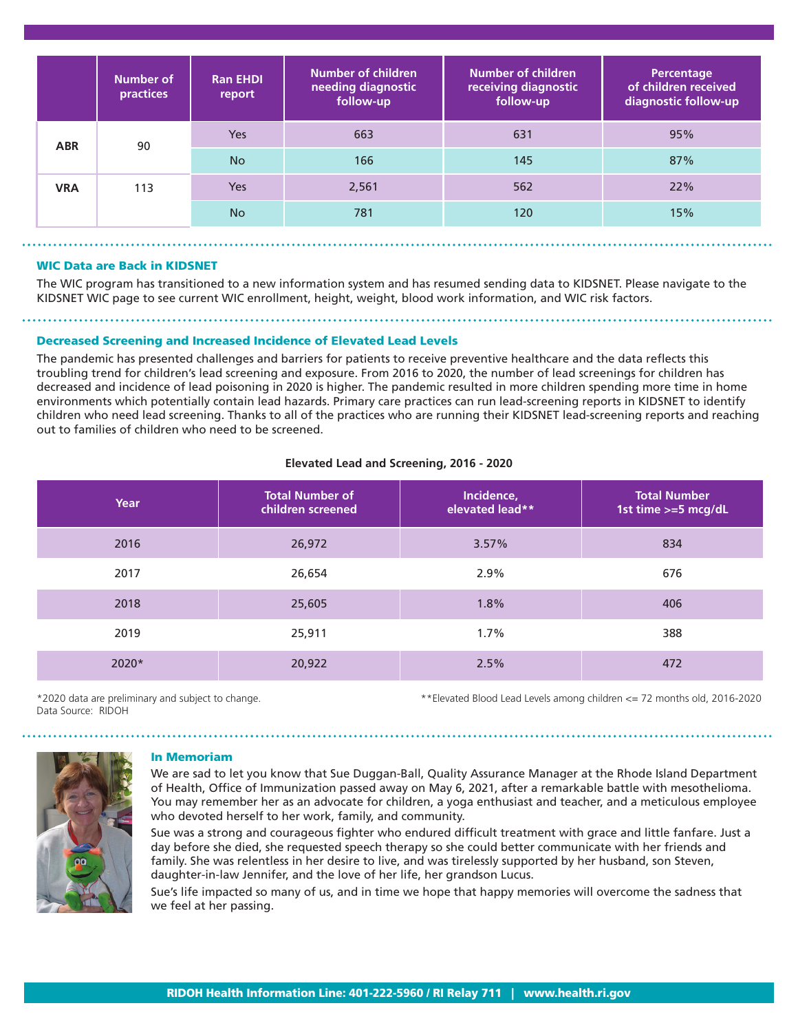| | Number of practices | Ran EHDI report | Number of children needing diagnostic follow-up | Number of children receiving diagnostic follow-up | Percentage of children received diagnostic follow-up |
|---|---|---|---|---|---|
| ABR | 90 | Yes | 663 | 631 | 95% |
| | | No | 166 | 145 | 87% |
| VRA | 113 | Yes | 2,561 | 562 | 22% |
| | | No | 781 | 120 | 15% |

### WIC Data are Back in KIDSNET

The WIC program has transitioned to a new information system and has resumed sending data to KIDSNET. Please navigate to the KIDSNET WIC page to see current WIC enrollment, height, weight, blood work information, and WIC risk factors.

### Decreased Screening and Increased Incidence of Elevated Lead Levels

The pandemic has presented challenges and barriers for patients to receive preventive healthcare and the data reflects this troubling trend for children's lead screening and exposure. From 2016 to 2020, the number of lead screenings for children has decreased and incidence of lead poisoning in 2020 is higher. The pandemic resulted in more children spending more time in home environments which potentially contain lead hazards. Primary care practices can run lead-screening reports in KIDSNET to identify children who need lead screening. Thanks to all of the practices who are running their KIDSNET lead-screening reports and reaching out to families of children who need to be screened.

**Elevated Lead and Screening, 2016 - 2020**

| Year | Total Number of children screened | Incidence, elevated lead** | Total Number 1st time >=5 mcg/dL |
|---|---|---|---|
| 2016 | 26,972 | 3.57% | 834 |
| 2017 | 26,654 | 2.9% | 676 |
| 2018 | 25,605 | 1.8% | 406 |
| 2019 | 25,911 | 1.7% | 388 |
| 2020* | 20,922 | 2.5% | 472 |

*2020 data are preliminary and subject to change.
Data Source: RIDOH

**Elevated Blood Lead Levels among children <= 72 months old, 2016-2020

### In Memoriam

We are sad to let you know that Sue Duggan-Ball, Quality Assurance Manager at the Rhode Island Department of Health, Office of Immunization passed away on May 6, 2021, after a remarkable battle with mesothelioma. You may remember her as an advocate for children, a yoga enthusiast and teacher, and a meticulous employee who devoted herself to her work, family, and community.

Sue was a strong and courageous fighter who endured difficult treatment with grace and little fanfare. Just a day before she died, she requested speech therapy so she could better communicate with her friends and family. She was relentless in her desire to live, and was tirelessly supported by her husband, son Steven, daughter-in-law Jennifer, and the love of her life, her grandson Lucus.

Sue's life impacted so many of us, and in time we hope that happy memories will overcome the sadness that we feel at her passing.

**RIDOH Health Information Line: 401-222-5960 / RI Relay 711 | www.health.ri.gov**